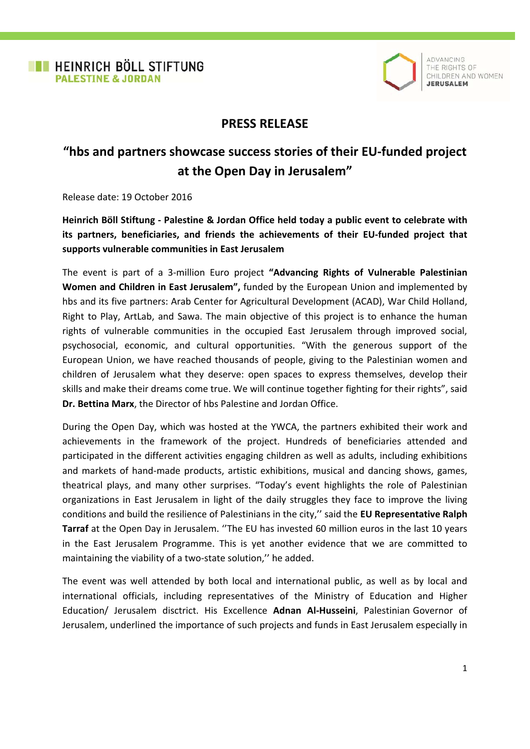HEINRICH BÖLL STIFTUNG
PALESTINE & JORDAN

ADVANCING THE RIGHTS OF CHILDREN AND WOMEN
JERUSALEM

# PRESS RELEASE

## "hbs and partners showcase success stories of their EU-funded project at the Open Day in Jerusalem"

Release date: 19 October 2016

**Heinrich Böll Stiftung - Palestine & Jordan Office held today a public event to celebrate with its partners, beneficiaries, and friends the achievements of their EU-funded project that supports vulnerable communities in East Jerusalem**

The event is part of a 3-million Euro project **"Advancing Rights of Vulnerable Palestinian Women and Children in East Jerusalem",** funded by the European Union and implemented by hbs and its five partners: Arab Center for Agricultural Development (ACAD), War Child Holland, Right to Play, ArtLab, and Sawa. The main objective of this project is to enhance the human rights of vulnerable communities in the occupied East Jerusalem through improved social, psychosocial, economic, and cultural opportunities. "With the generous support of the European Union, we have reached thousands of people, giving to the Palestinian women and children of Jerusalem what they deserve: open spaces to express themselves, develop their skills and make their dreams come true. We will continue together fighting for their rights", said **Dr. Bettina Marx**, the Director of hbs Palestine and Jordan Office.

During the Open Day, which was hosted at the YWCA, the partners exhibited their work and achievements in the framework of the project. Hundreds of beneficiaries attended and participated in the different activities engaging children as well as adults, including exhibitions and markets of hand-made products, artistic exhibitions, musical and dancing shows, games, theatrical plays, and many other surprises. "Today's event highlights the role of Palestinian organizations in East Jerusalem in light of the daily struggles they face to improve the living conditions and build the resilience of Palestinians in the city,'' said the **EU Representative Ralph Tarraf** at the Open Day in Jerusalem. ''The EU has invested 60 million euros in the last 10 years in the East Jerusalem Programme. This is yet another evidence that we are committed to maintaining the viability of a two-state solution,'' he added.

The event was well attended by both local and international public, as well as by local and international officials, including representatives of the Ministry of Education and Higher Education/ Jerusalem disctrict. His Excellence **Adnan Al-Husseini**, Palestinian Governor of Jerusalem, underlined the importance of such projects and funds in East Jerusalem especially in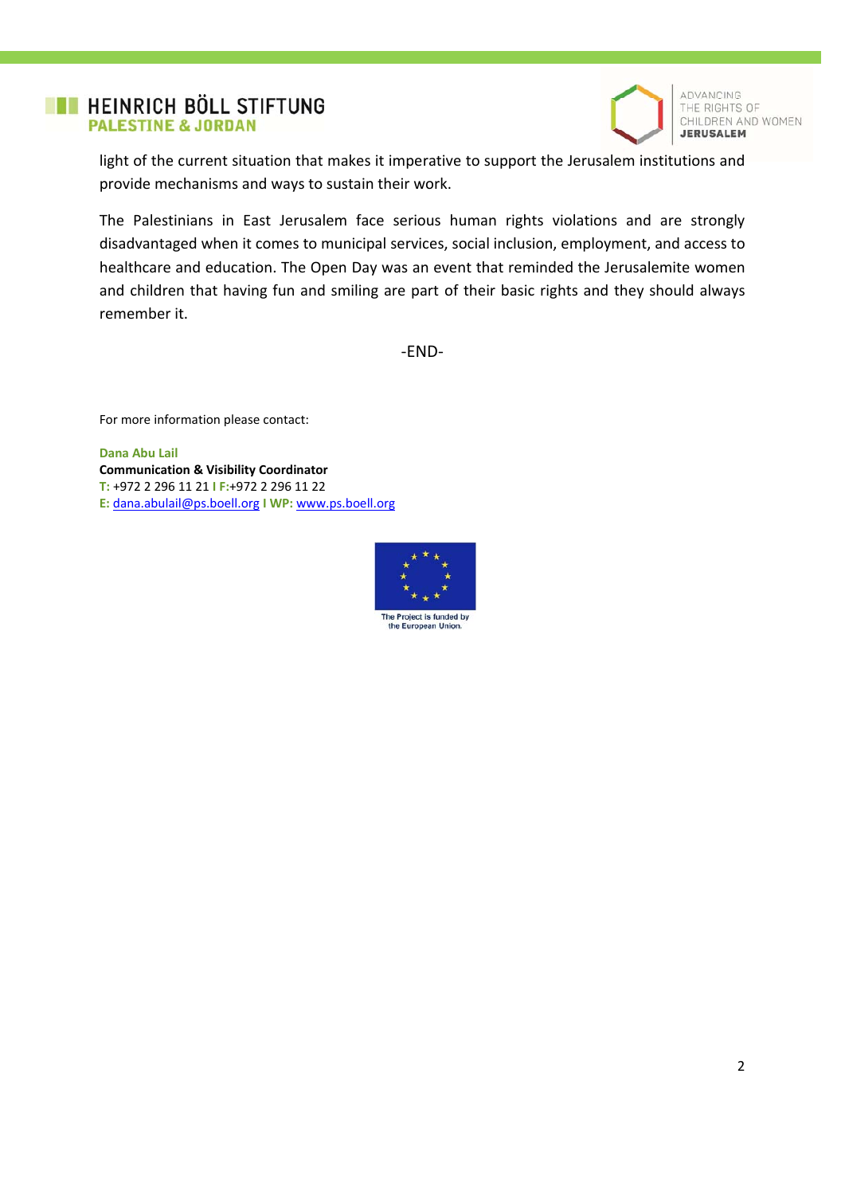light of the current situation that makes it imperative to support the Jerusalem institutions and provide mechanisms and ways to sustain their work.

The Palestinians in East Jerusalem face serious human rights violations and are strongly disadvantaged when it comes to municipal services, social inclusion, employment, and access to healthcare and education. The Open Day was an event that reminded the Jerusalemite women and children that having fun and smiling are part of their basic rights and they should always remember it.

-END-

For more information please contact:

**Dana Abu Lail**
**Communication & Visibility Coordinator**
**T:** +972 2 296 11 21 **I F:**+972 2 296 11 22
**E:** dana.abulail@ps.boell.org **I WP:** www.ps.boell.org

The Project is funded by the European Union.